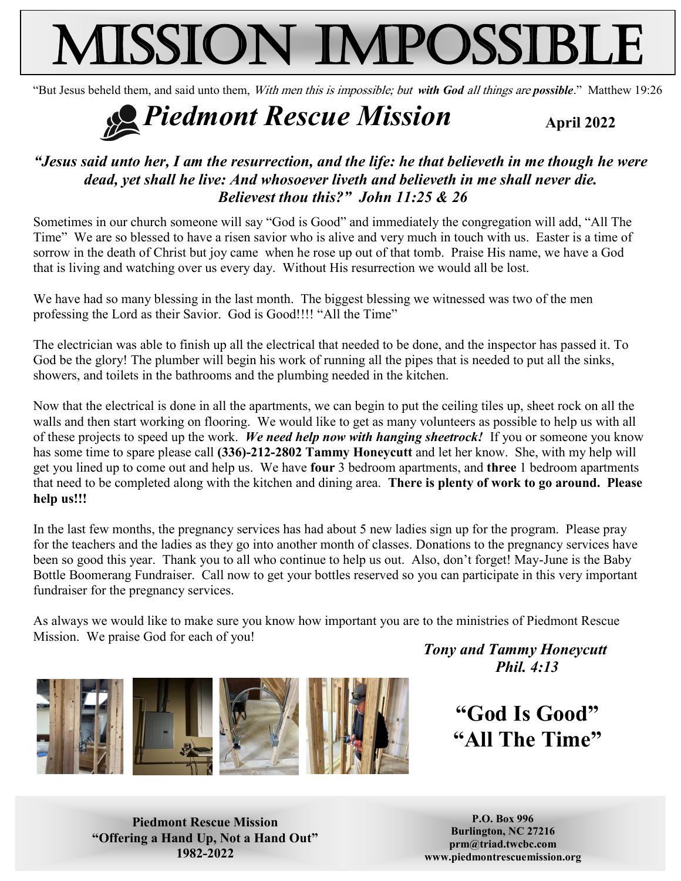# MISSION IMPOSSIBLE

"But Jesus beheld them, and said unto them, *With men this is impossible; but* ***with God*** *all things are* ***possible***." Matthew 19:26

## *Piedmont Rescue Mission*

**April 2022**

### *"Jesus said unto her, I am the resurrection, and the life: he that believeth in me though he were dead, yet shall he live: And whosoever liveth and believeth in me shall never die. Believest thou this?" John 11:25 & 26*

Sometimes in our church someone will say "God is Good" and immediately the congregation will add, "All The Time" We are so blessed to have a risen savior who is alive and very much in touch with us. Easter is a time of sorrow in the death of Christ but joy came when he rose up out of that tomb. Praise His name, we have a God that is living and watching over us every day. Without His resurrection we would all be lost.

We have had so many blessing in the last month. The biggest blessing we witnessed was two of the men professing the Lord as their Savior. God is Good!!!! "All the Time"

The electrician was able to finish up all the electrical that needed to be done, and the inspector has passed it. To God be the glory! The plumber will begin his work of running all the pipes that is needed to put all the sinks, showers, and toilets in the bathrooms and the plumbing needed in the kitchen.

Now that the electrical is done in all the apartments, we can begin to put the ceiling tiles up, sheet rock on all the walls and then start working on flooring. We would like to get as many volunteers as possible to help us with all of these projects to speed up the work. ***We need help now with hanging sheetrock!*** If you or someone you know has some time to spare please call **(336)-212-2802 Tammy Honeycutt** and let her know. She, with my help will get you lined up to come out and help us. We have **four** 3 bedroom apartments, and **three** 1 bedroom apartments that need to be completed along with the kitchen and dining area. **There is plenty of work to go around. Please help us!!!**

In the last few months, the pregnancy services has had about 5 new ladies sign up for the program. Please pray for the teachers and the ladies as they go into another month of classes. Donations to the pregnancy services have been so good this year. Thank you to all who continue to help us out. Also, don't forget! May-June is the Baby Bottle Boomerang Fundraiser. Call now to get your bottles reserved so you can participate in this very important fundraiser for the pregnancy services.

As always we would like to make sure you know how important you are to the ministries of Piedmont Rescue Mission. We praise God for each of you!

***Tony and Tammy Honeycutt***
***Phil. 4:13***

**"God Is Good"**
**"All The Time"**

**Piedmont Rescue Mission**
**"Offering a Hand Up, Not a Hand Out"**
**1982-2022**

**P.O. Box 996**
**Burlington, NC 27216**
**prm@triad.twcbc.com**
**www.piedmontrescuemission.org**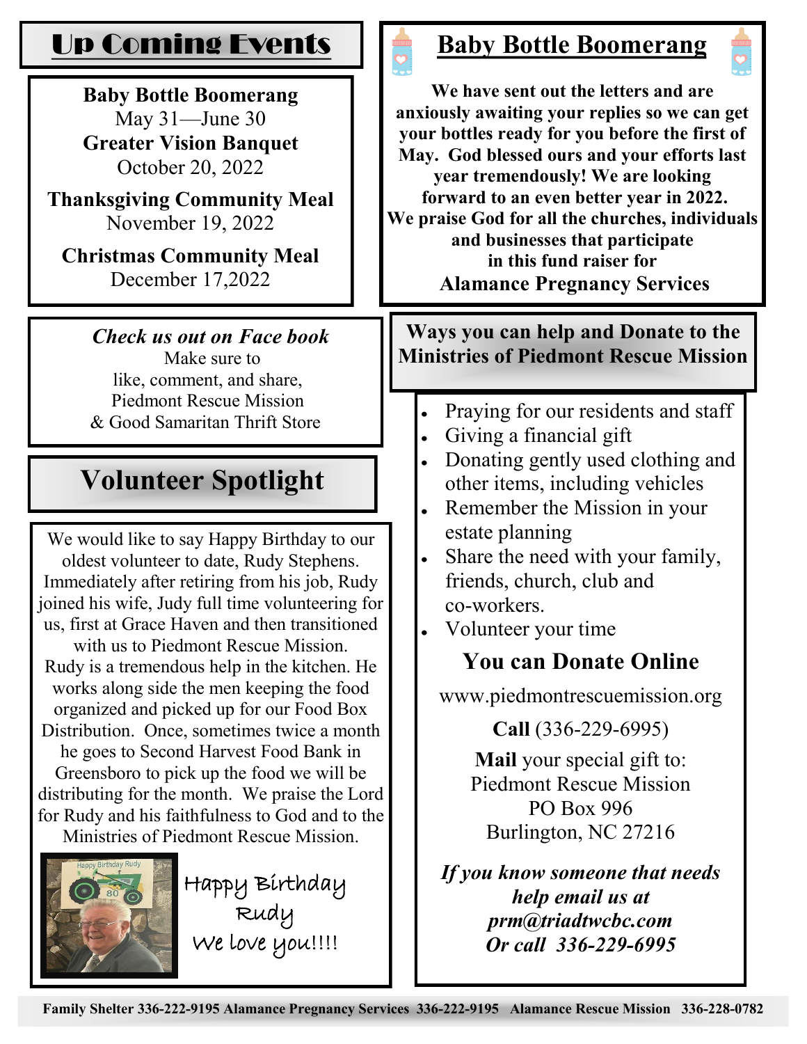# Up Coming Events

**Baby Bottle Boomerang**
May 31—June 30

**Greater Vision Banquet**
October 20, 2022

**Thanksgiving Community Meal**
November 19, 2022

**Christmas Community Meal**
December 17,2022

***Check us out on Face book***

Make sure to like, comment, and share, Piedmont Rescue Mission & Good Samaritan Thrift Store

# Volunteer Spotlight

We would like to say Happy Birthday to our oldest volunteer to date, Rudy Stephens. Immediately after retiring from his job, Rudy joined his wife, Judy full time volunteering for us, first at Grace Haven and then transitioned with us to Piedmont Rescue Mission. Rudy is a tremendous help in the kitchen. He works along side the men keeping the food organized and picked up for our Food Box Distribution. Once, sometimes twice a month he goes to Second Harvest Food Bank in Greensboro to pick up the food we will be distributing for the month. We praise the Lord for Rudy and his faithfulness to God and to the Ministries of Piedmont Rescue Mission.

Happy Birthday Rudy
We love you!!!!

# Baby Bottle Boomerang

**We have sent out the letters and are anxiously awaiting your replies so we can get your bottles ready for you before the first of May. God blessed ours and your efforts last year tremendously! We are looking forward to an even better year in 2022. We praise God for all the churches, individuals and businesses that participate in this fund raiser for**

**Alamance Pregnancy Services**

## Ways you can help and Donate to the Ministries of Piedmont Rescue Mission

- Praying for our residents and staff
- Giving a financial gift
- Donating gently used clothing and other items, including vehicles
- Remember the Mission in your estate planning
- Share the need with your family, friends, church, club and co-workers.
- Volunteer your time

## You can Donate Online

www.piedmontrescuemission.org

**Call** (336-229-6995)

**Mail** your special gift to:
Piedmont Rescue Mission
PO Box 996
Burlington, NC 27216

***If you know someone that needs help email us at prm@triadtwcbc.com Or call 336-229-6995***

**Family Shelter 336-222-9195 Alamance Pregnancy Services 336-222-9195 Alamance Rescue Mission 336-228-0782**